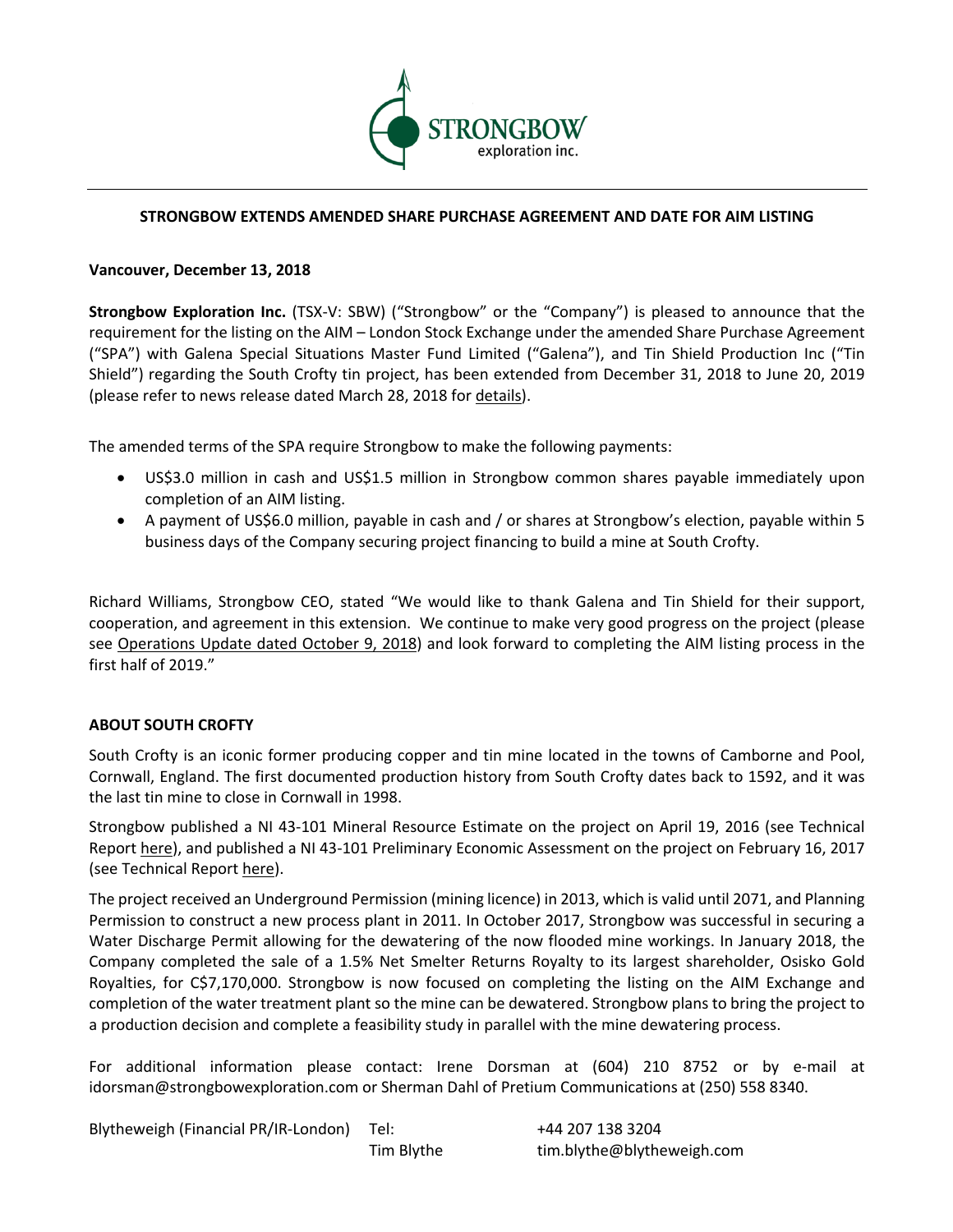STRONGBOW
exploration inc.

## STRONGBOW EXTENDS AMENDED SHARE PURCHASE AGREEMENT AND DATE FOR AIM LISTING

**Vancouver, December 13, 2018**

**Strongbow Exploration Inc.** (TSX-V: SBW) ("Strongbow" or the "Company") is pleased to announce that the requirement for the listing on the AIM – London Stock Exchange under the amended Share Purchase Agreement ("SPA") with Galena Special Situations Master Fund Limited ("Galena"), and Tin Shield Production Inc ("Tin Shield") regarding the South Crofty tin project, has been extended from December 31, 2018 to June 20, 2019 (please refer to news release dated March 28, 2018 for details).

The amended terms of the SPA require Strongbow to make the following payments:

- US$3.0 million in cash and US$1.5 million in Strongbow common shares payable immediately upon completion of an AIM listing.
- A payment of US$6.0 million, payable in cash and / or shares at Strongbow's election, payable within 5 business days of the Company securing project financing to build a mine at South Crofty.

Richard Williams, Strongbow CEO, stated "We would like to thank Galena and Tin Shield for their support, cooperation, and agreement in this extension. We continue to make very good progress on the project (please see Operations Update dated October 9, 2018) and look forward to completing the AIM listing process in the first half of 2019."

### ABOUT SOUTH CROFTY

South Crofty is an iconic former producing copper and tin mine located in the towns of Camborne and Pool, Cornwall, England. The first documented production history from South Crofty dates back to 1592, and it was the last tin mine to close in Cornwall in 1998.

Strongbow published a NI 43-101 Mineral Resource Estimate on the project on April 19, 2016 (see Technical Report here), and published a NI 43-101 Preliminary Economic Assessment on the project on February 16, 2017 (see Technical Report here).

The project received an Underground Permission (mining licence) in 2013, which is valid until 2071, and Planning Permission to construct a new process plant in 2011. In October 2017, Strongbow was successful in securing a Water Discharge Permit allowing for the dewatering of the now flooded mine workings. In January 2018, the Company completed the sale of a 1.5% Net Smelter Returns Royalty to its largest shareholder, Osisko Gold Royalties, for C$7,170,000. Strongbow is now focused on completing the listing on the AIM Exchange and completion of the water treatment plant so the mine can be dewatered. Strongbow plans to bring the project to a production decision and complete a feasibility study in parallel with the mine dewatering process.

For additional information please contact: Irene Dorsman at (604) 210 8752 or by e-mail at idorsman@strongbowexploration.com or Sherman Dahl of Pretium Communications at (250) 558 8340.

| Blytheweigh (Financial PR/IR-London) | Tel: | +44 207 138 3204 |
|---|---|---|
| | Tim Blythe | tim.blythe@blytheweigh.com |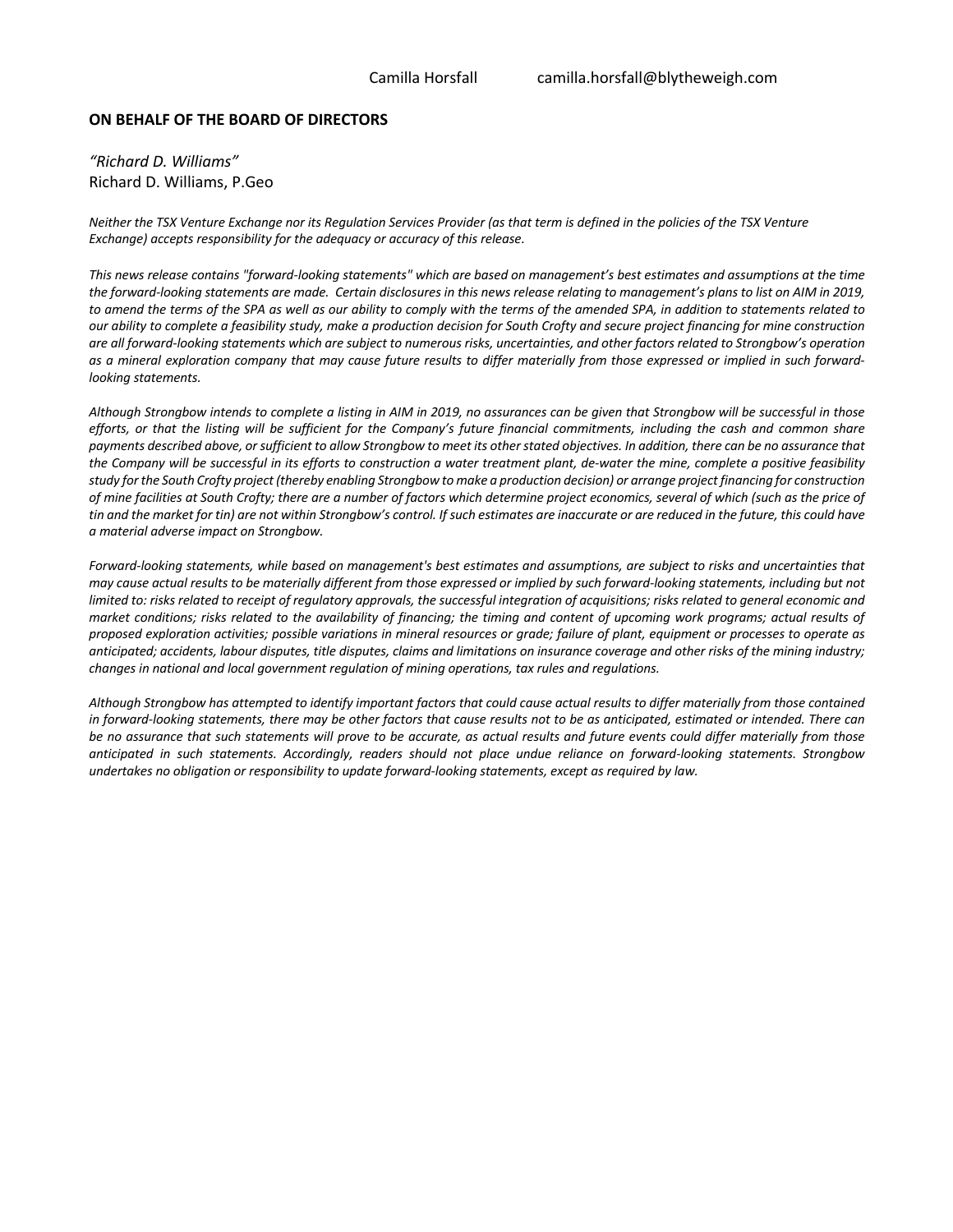Camilla Horsfall camilla.horsfall@blytheweigh.com

**ON BEHALF OF THE BOARD OF DIRECTORS**

*"Richard D. Williams"*
Richard D. Williams, P.Geo

*Neither the TSX Venture Exchange nor its Regulation Services Provider (as that term is defined in the policies of the TSX Venture Exchange) accepts responsibility for the adequacy or accuracy of this release.*

*This news release contains "forward-looking statements" which are based on management's best estimates and assumptions at the time the forward-looking statements are made. Certain disclosures in this news release relating to management's plans to list on AIM in 2019, to amend the terms of the SPA as well as our ability to comply with the terms of the amended SPA, in addition to statements related to our ability to complete a feasibility study, make a production decision for South Crofty and secure project financing for mine construction are all forward-looking statements which are subject to numerous risks, uncertainties, and other factors related to Strongbow's operation as a mineral exploration company that may cause future results to differ materially from those expressed or implied in such forward-looking statements.*

*Although Strongbow intends to complete a listing in AIM in 2019, no assurances can be given that Strongbow will be successful in those efforts, or that the listing will be sufficient for the Company's future financial commitments, including the cash and common share payments described above, or sufficient to allow Strongbow to meet its other stated objectives. In addition, there can be no assurance that the Company will be successful in its efforts to construction a water treatment plant, de-water the mine, complete a positive feasibility study for the South Crofty project (thereby enabling Strongbow to make a production decision) or arrange project financing for construction of mine facilities at South Crofty; there are a number of factors which determine project economics, several of which (such as the price of tin and the market for tin) are not within Strongbow's control. If such estimates are inaccurate or are reduced in the future, this could have a material adverse impact on Strongbow.*

*Forward-looking statements, while based on management's best estimates and assumptions, are subject to risks and uncertainties that may cause actual results to be materially different from those expressed or implied by such forward-looking statements, including but not limited to: risks related to receipt of regulatory approvals, the successful integration of acquisitions; risks related to general economic and market conditions; risks related to the availability of financing; the timing and content of upcoming work programs; actual results of proposed exploration activities; possible variations in mineral resources or grade; failure of plant, equipment or processes to operate as anticipated; accidents, labour disputes, title disputes, claims and limitations on insurance coverage and other risks of the mining industry; changes in national and local government regulation of mining operations, tax rules and regulations.*

*Although Strongbow has attempted to identify important factors that could cause actual results to differ materially from those contained in forward-looking statements, there may be other factors that cause results not to be as anticipated, estimated or intended. There can be no assurance that such statements will prove to be accurate, as actual results and future events could differ materially from those anticipated in such statements. Accordingly, readers should not place undue reliance on forward-looking statements. Strongbow undertakes no obligation or responsibility to update forward-looking statements, except as required by law.*